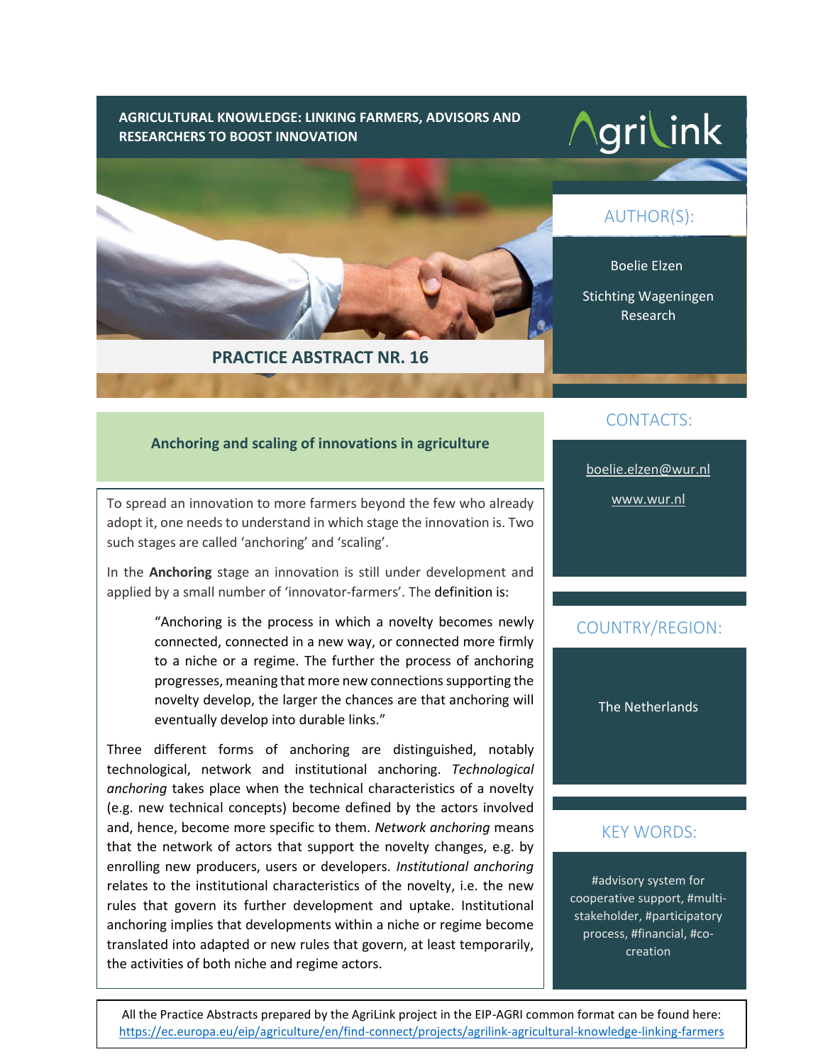AGRICULTURAL KNOWLEDGE: LINKING FARMERS, ADVISORS AND RESEARCHERS TO BOOST INNOVATION

AgriLink

## PRACTICE ABSTRACT NR. 16

### AUTHOR(S):

Boelie Elzen

Stichting Wageningen Research

### CONTACTS:

boelie.elzen@wur.nl

www.wur.nl

### COUNTRY/REGION:

The Netherlands

### KEY WORDS:

#advisory system for cooperative support, #multi-stakeholder, #participatory process, #financial, #co-creation

## Anchoring and scaling of innovations in agriculture

To spread an innovation to more farmers beyond the few who already adopt it, one needs to understand in which stage the innovation is. Two such stages are called ‘anchoring’ and ‘scaling’.

In the **Anchoring** stage an innovation is still under development and applied by a small number of ‘innovator-farmers’. The definition is:

> “Anchoring is the process in which a novelty becomes newly connected, connected in a new way, or connected more firmly to a niche or a regime. The further the process of anchoring progresses, meaning that more new connections supporting the novelty develop, the larger the chances are that anchoring will eventually develop into durable links.”

Three different forms of anchoring are distinguished, notably technological, network and institutional anchoring. *Technological anchoring* takes place when the technical characteristics of a novelty (e.g. new technical concepts) become defined by the actors involved and, hence, become more specific to them. *Network anchoring* means that the network of actors that support the novelty changes, e.g. by enrolling new producers, users or developers. *Institutional anchoring* relates to the institutional characteristics of the novelty, i.e. the new rules that govern its further development and uptake. Institutional anchoring implies that developments within a niche or regime become translated into adapted or new rules that govern, at least temporarily, the activities of both niche and regime actors.

All the Practice Abstracts prepared by the AgriLink project in the EIP-AGRI common format can be found here: https://ec.europa.eu/eip/agriculture/en/find-connect/projects/agrilink-agricultural-knowledge-linking-farmers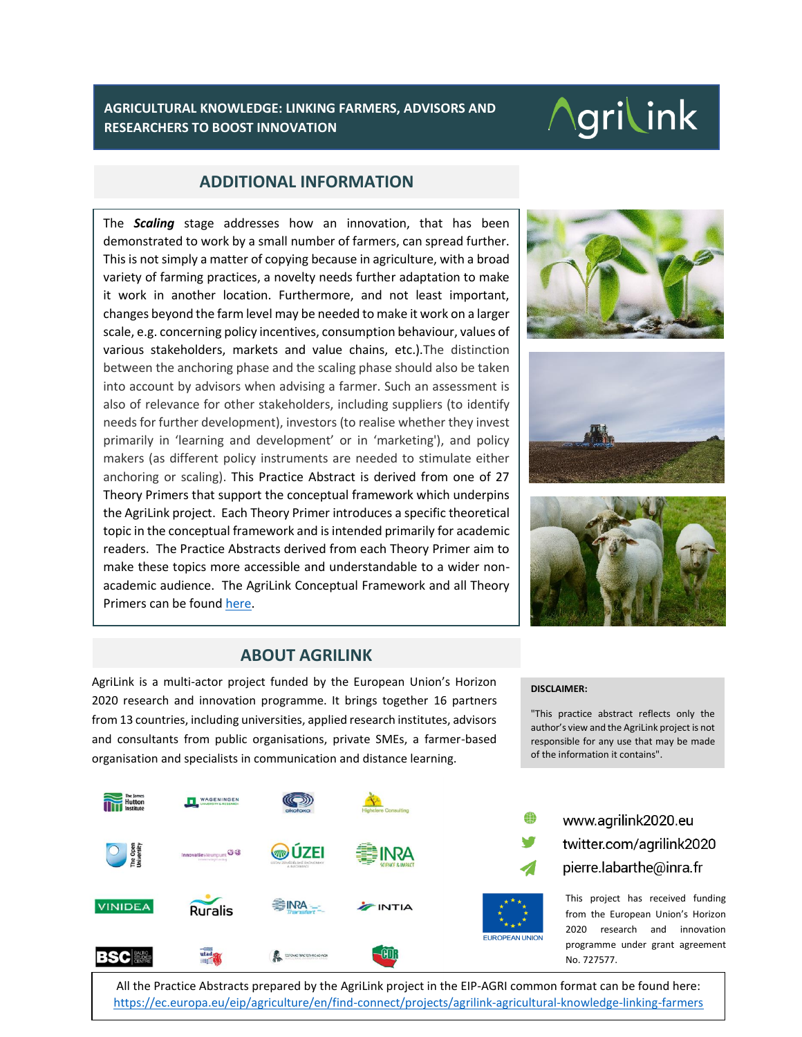**AGRICULTURAL KNOWLEDGE: LINKING FARMERS, ADVISORS AND RESEARCHERS TO BOOST INNOVATION**

Agrilink

## ADDITIONAL INFORMATION

The ***Scaling*** stage addresses how an innovation, that has been demonstrated to work by a small number of farmers, can spread further. This is not simply a matter of copying because in agriculture, with a broad variety of farming practices, a novelty needs further adaptation to make it work in another location. Furthermore, and not least important, changes beyond the farm level may be needed to make it work on a larger scale, e.g. concerning policy incentives, consumption behaviour, values of various stakeholders, markets and value chains, etc.).The distinction between the anchoring phase and the scaling phase should also be taken into account by advisors when advising a farmer. Such an assessment is also of relevance for other stakeholders, including suppliers (to identify needs for further development), investors (to realise whether they invest primarily in 'learning and development' or in 'marketing'), and policy makers (as different policy instruments are needed to stimulate either anchoring or scaling). This Practice Abstract is derived from one of 27 Theory Primers that support the conceptual framework which underpins the AgriLink project. Each Theory Primer introduces a specific theoretical topic in the conceptual framework and is intended primarily for academic readers. The Practice Abstracts derived from each Theory Primer aim to make these topics more accessible and understandable to a wider non-academic audience. The AgriLink Conceptual Framework and all Theory Primers can be found here.

## ABOUT AGRILINK

AgriLink is a multi-actor project funded by the European Union's Horizon 2020 research and innovation programme. It brings together 16 partners from 13 countries, including universities, applied research institutes, advisors and consultants from public organisations, private SMEs, a farmer-based organisation and specialists in communication and distance learning.

**DISCLAIMER:**

"This practice abstract reflects only the author's view and the AgriLink project is not responsible for any use that may be made of the information it contains".

www.agrilink2020.eu

twitter.com/agrilink2020

pierre.labarthe@inra.fr

EUROPEAN UNION

This project has received funding from the European Union's Horizon 2020 research and innovation programme under grant agreement No. 727577.

All the Practice Abstracts prepared by the AgriLink project in the EIP-AGRI common format can be found here: https://ec.europa.eu/eip/agriculture/en/find-connect/projects/agrilink-agricultural-knowledge-linking-farmers